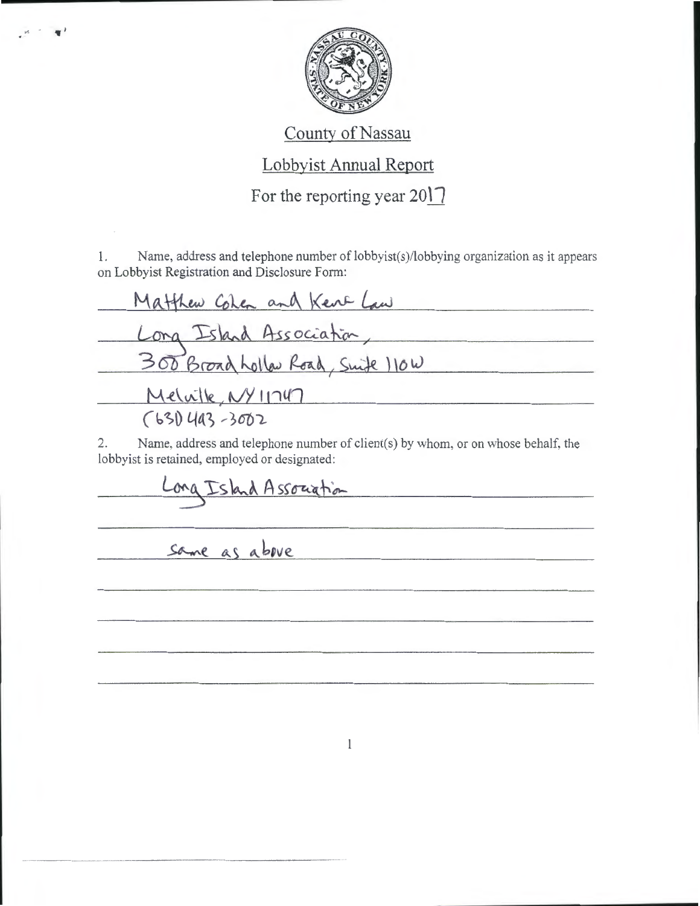County of Nassau

Lobbyist Annual Report

For the reporting year 2017

1. Name, address and telephone number of lobbyist(s)/lobbying organization as it appears on Lobbyist Registration and Disclosure Form:

Matthew Cohen and Kent Lau
Long Island Association,
300 Broad Hollow Road, Suite 110W
Melville, NY 11747
(631) 493-3002

2. Name, address and telephone number of client(s) by whom, or on whose behalf, the lobbyist is retained, employed or designated:

Long Island Association

same as above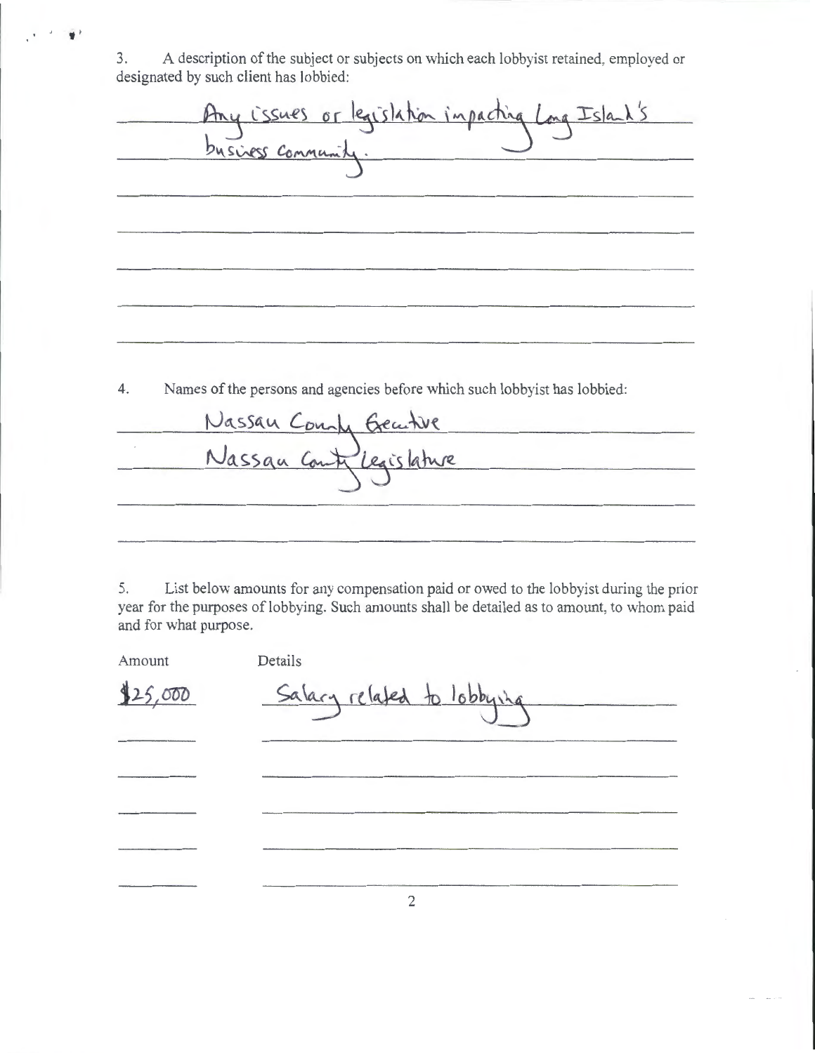3. A description of the subject or subjects on which each lobbyist retained, employed or designated by such client has lobbied:

Any issues or legislation impacting Long Island's business community.

4. Names of the persons and agencies before which such lobbyist has lobbied:

Nassau County Executive
Nassau County Legislature

5. List below amounts for any compensation paid or owed to the lobbyist during the prior year for the purposes of lobbying. Such amounts shall be detailed as to amount, to whom paid and for what purpose.

| Amount | Details |
|---|---|
| $25,000 | Salary related to lobbying |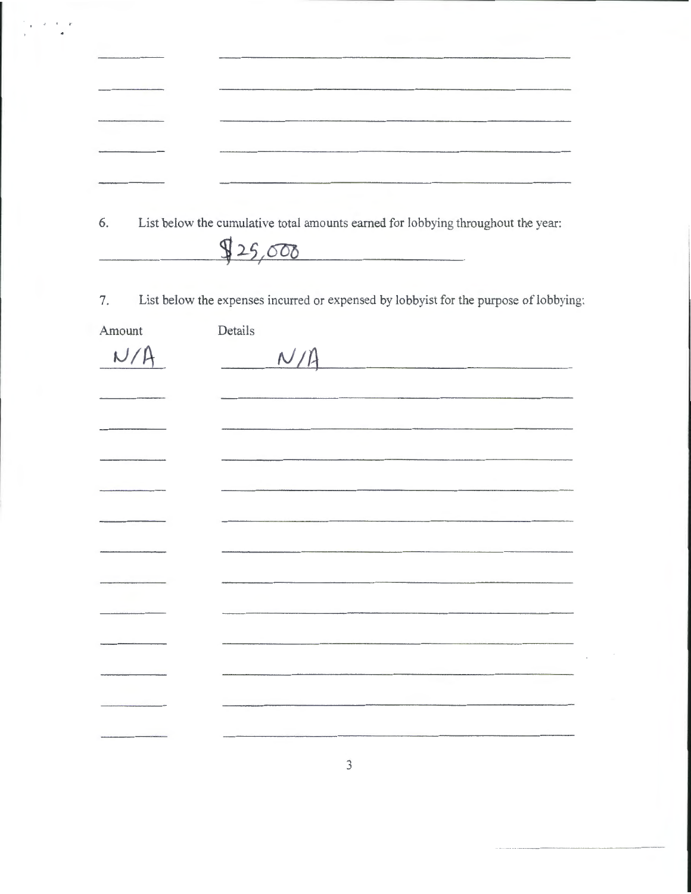6. List below the cumulative total amounts earned for lobbying throughout the year:

$25,000

7. List below the expenses incurred or expensed by lobbyist for the purpose of lobbying:

| Amount | Details |
| --- | --- |
| N/A | N/A |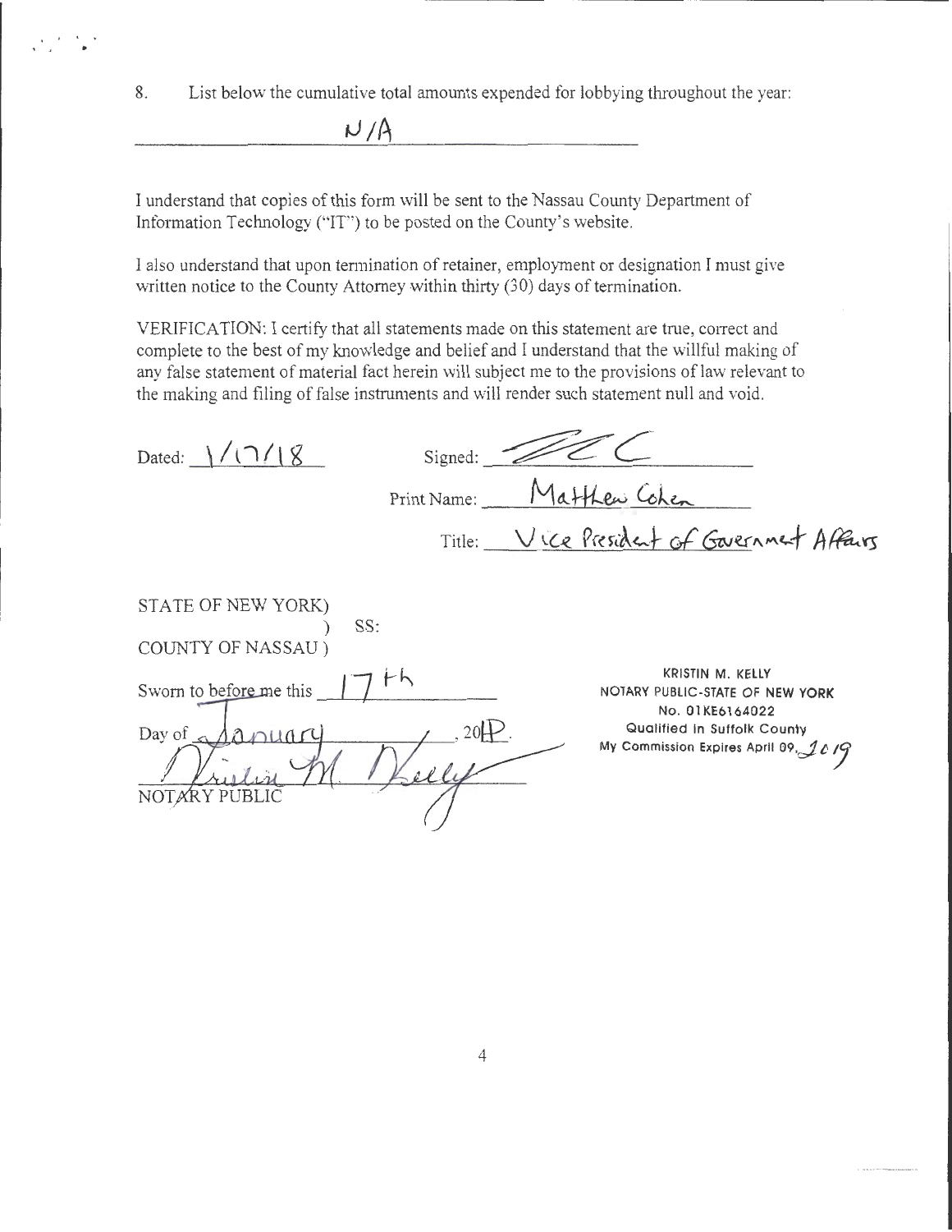8. List below the cumulative total amounts expended for lobbying throughout the year:

N/A

I understand that copies of this form will be sent to the Nassau County Department of Information Technology ("IT") to be posted on the County's website.

I also understand that upon termination of retainer, employment or designation I must give written notice to the County Attorney within thirty (30) days of termination.

VERIFICATION: I certify that all statements made on this statement are true, correct and complete to the best of my knowledge and belief and I understand that the willful making of any false statement of material fact herein will subject me to the provisions of law relevant to the making and filing of false instruments and will render such statement null and void.

Dated: 1/17/18

Signed: [signature]

Print Name: Matthew Cohen

Title: Vice President of Government Affairs

STATE OF NEW YORK)
) SS:
COUNTY OF NASSAU )

Sworn to before me this 17th

Day of January, 2018.

[signature]
NOTARY PUBLIC

KRISTIN M. KELLY
NOTARY PUBLIC-STATE OF NEW YORK
No. 01KE6164022
Qualified in Suffolk County
My Commission Expires April 09, 2019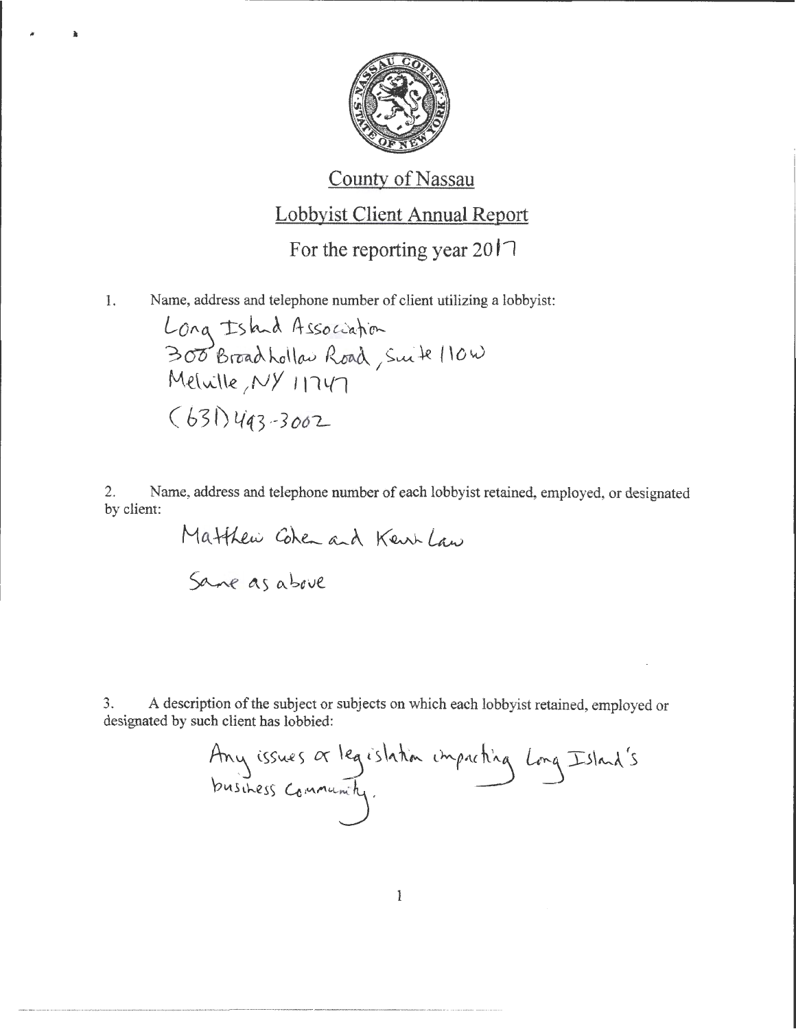## County of Nassau

## Lobbyist Client Annual Report

For the reporting year 2017

1. Name, address and telephone number of client utilizing a lobbyist:

   Long Island Association
   300 Broadhollow Road, Suite 110W
   Melville, NY 11747
   (631) 493-3002

2. Name, address and telephone number of each lobbyist retained, employed, or designated by client:

   Matthew Cohen and Kevin Law

   Same as above

3. A description of the subject or subjects on which each lobbyist retained, employed or designated by such client has lobbied:

   Any issues or legislation impacting Long Island's business community.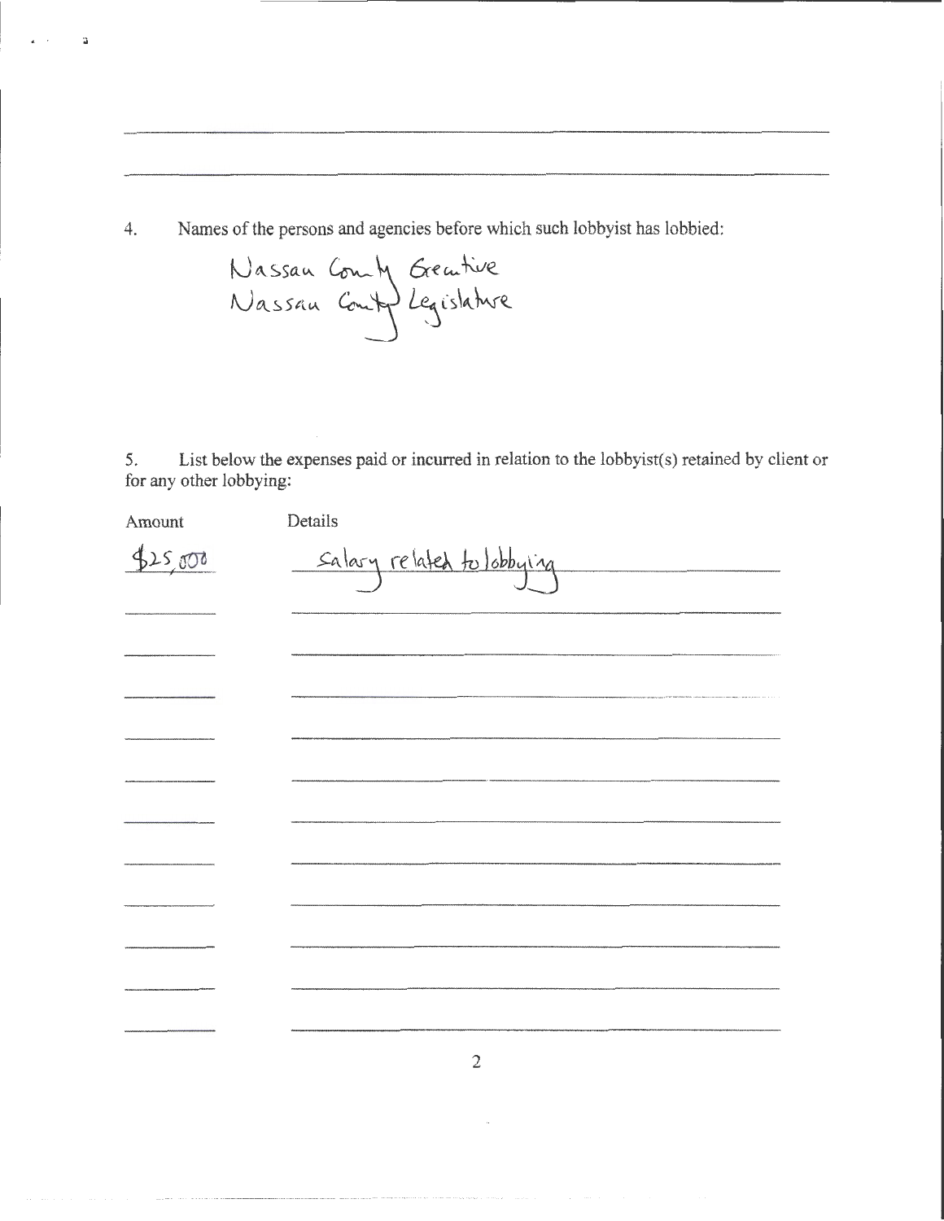4. Names of the persons and agencies before which such lobbyist has lobbied:

Nassau County Executive
Nassau County Legislature

5. List below the expenses paid or incurred in relation to the lobbyist(s) retained by client or for any other lobbying:

| Amount | Details |
| --- | --- |
| $25,000 | Salary related to lobbying |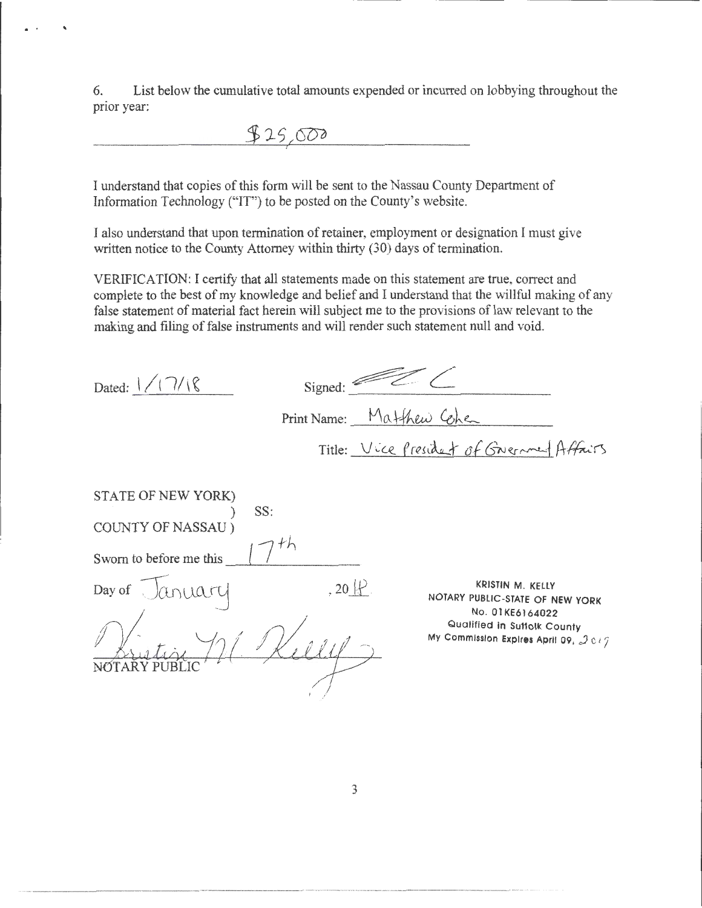6. List below the cumulative total amounts expended or incurred on lobbying throughout the prior year:

$25,000

I understand that copies of this form will be sent to the Nassau County Department of Information Technology ("IT") to be posted on the County's website.

I also understand that upon termination of retainer, employment or designation I must give written notice to the County Attorney within thirty (30) days of termination.

VERIFICATION: I certify that all statements made on this statement are true, correct and complete to the best of my knowledge and belief and I understand that the willful making of any false statement of material fact herein will subject me to the provisions of law relevant to the making and filing of false instruments and will render such statement null and void.

Dated: 1/17/18

Signed: [signature]

Print Name: Matthew Cohen

Title: Vice President of Government Affairs

STATE OF NEW YORK)
) SS:
COUNTY OF NASSAU )

Sworn to before me this 17th

Day of January, 2018.

[signature]
NOTARY PUBLIC

KRISTIN M. KELLY
NOTARY PUBLIC-STATE OF NEW YORK
No. 01KE6164022
Qualified in Suffolk County
My Commission Expires April 09, 2019